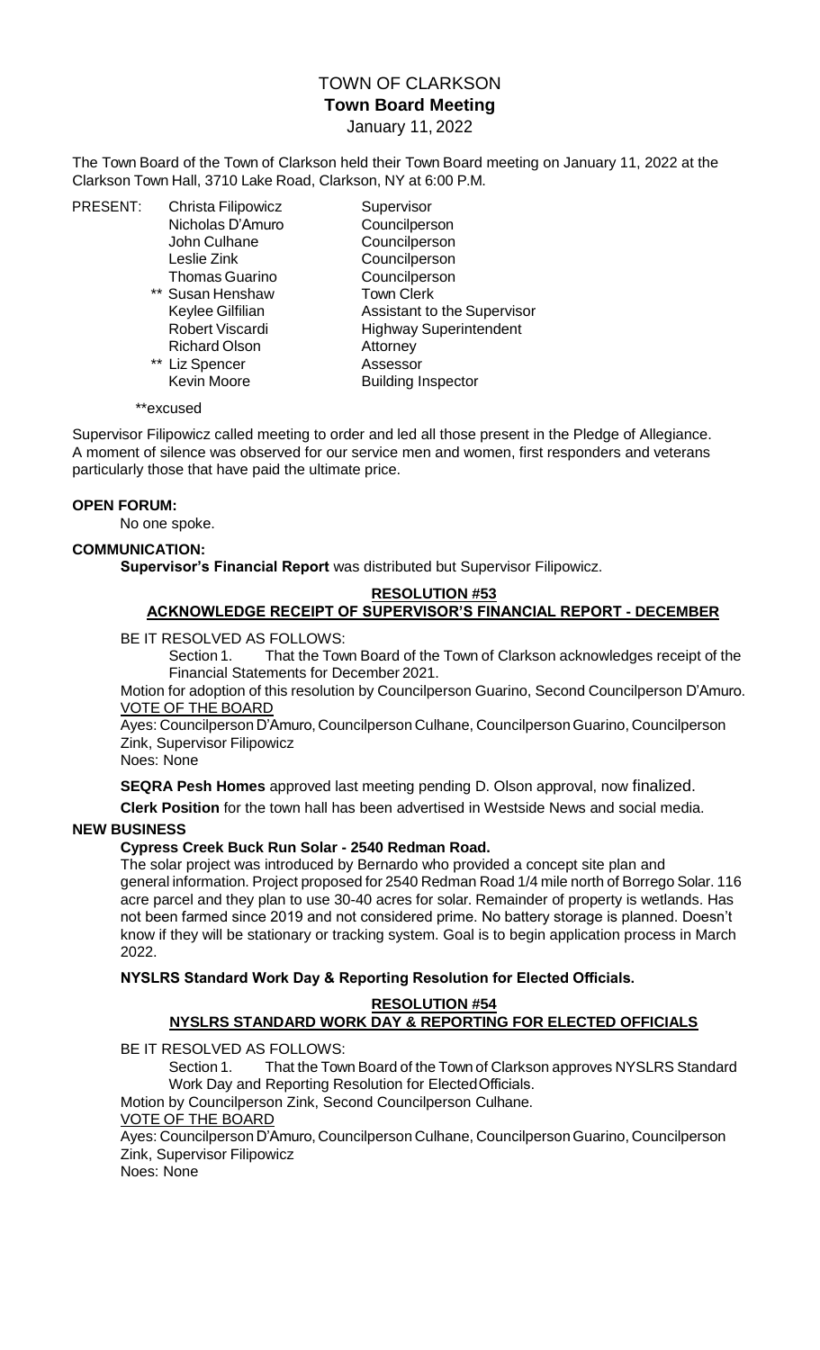# TOWN OF CLARKSON
## Town Board Meeting
January 11, 2022

The Town Board of the Town of Clarkson held their Town Board meeting on January 11, 2022 at the Clarkson Town Hall, 3710 Lake Road, Clarkson, NY at 6:00 P.M.

| PRESENT: | | |
|---|---|---|
| | Christa Filipowicz | Supervisor |
| | Nicholas D'Amuro | Councilperson |
| | John Culhane | Councilperson |
| | Leslie Zink | Councilperson |
| | Thomas Guarino | Councilperson |
| | ** Susan Henshaw | Town Clerk |
| | Keylee Gilfilian | Assistant to the Supervisor |
| | Robert Viscardi | Highway Superintendent |
| | Richard Olson | Attorney |
| | ** Liz Spencer | Assessor |
| | Kevin Moore | Building Inspector |

**excused

Supervisor Filipowicz called meeting to order and led all those present in the Pledge of Allegiance. A moment of silence was observed for our service men and women, first responders and veterans particularly those that have paid the ultimate price.

**OPEN FORUM:**

No one spoke.

**COMMUNICATION:**

**Supervisor's Financial Report** was distributed but Supervisor Filipowicz.

**RESOLUTION #53**
**ACKNOWLEDGE RECEIPT OF SUPERVISOR'S FINANCIAL REPORT - DECEMBER**

BE IT RESOLVED AS FOLLOWS:

Section 1. That the Town Board of the Town of Clarkson acknowledges receipt of the Financial Statements for December 2021.

Motion for adoption of this resolution by Councilperson Guarino, Second Councilperson D'Amuro.

VOTE OF THE BOARD

Ayes: Councilperson D'Amuro, Councilperson Culhane, Councilperson Guarino, Councilperson Zink, Supervisor Filipowicz

Noes: None

**SEQRA Pesh Homes** approved last meeting pending D. Olson approval, now finalized.

**Clerk Position** for the town hall has been advertised in Westside News and social media.

**NEW BUSINESS**

**Cypress Creek Buck Run Solar - 2540 Redman Road.**

The solar project was introduced by Bernardo who provided a concept site plan and general information. Project proposed for 2540 Redman Road 1/4 mile north of Borrego Solar. 116 acre parcel and they plan to use 30-40 acres for solar. Remainder of property is wetlands. Has not been farmed since 2019 and not considered prime. No battery storage is planned. Doesn't know if they will be stationary or tracking system. Goal is to begin application process in March 2022.

**NYSLRS Standard Work Day & Reporting Resolution for Elected Officials.**

**RESOLUTION #54**
**NYSLRS STANDARD WORK DAY & REPORTING FOR ELECTED OFFICIALS**

BE IT RESOLVED AS FOLLOWS:

Section 1. That the Town Board of the Town of Clarkson approves NYSLRS Standard Work Day and Reporting Resolution for Elected Officials.

Motion by Councilperson Zink, Second Councilperson Culhane.

VOTE OF THE BOARD

Ayes: Councilperson D'Amuro, Councilperson Culhane, Councilperson Guarino, Councilperson Zink, Supervisor Filipowicz

Noes: None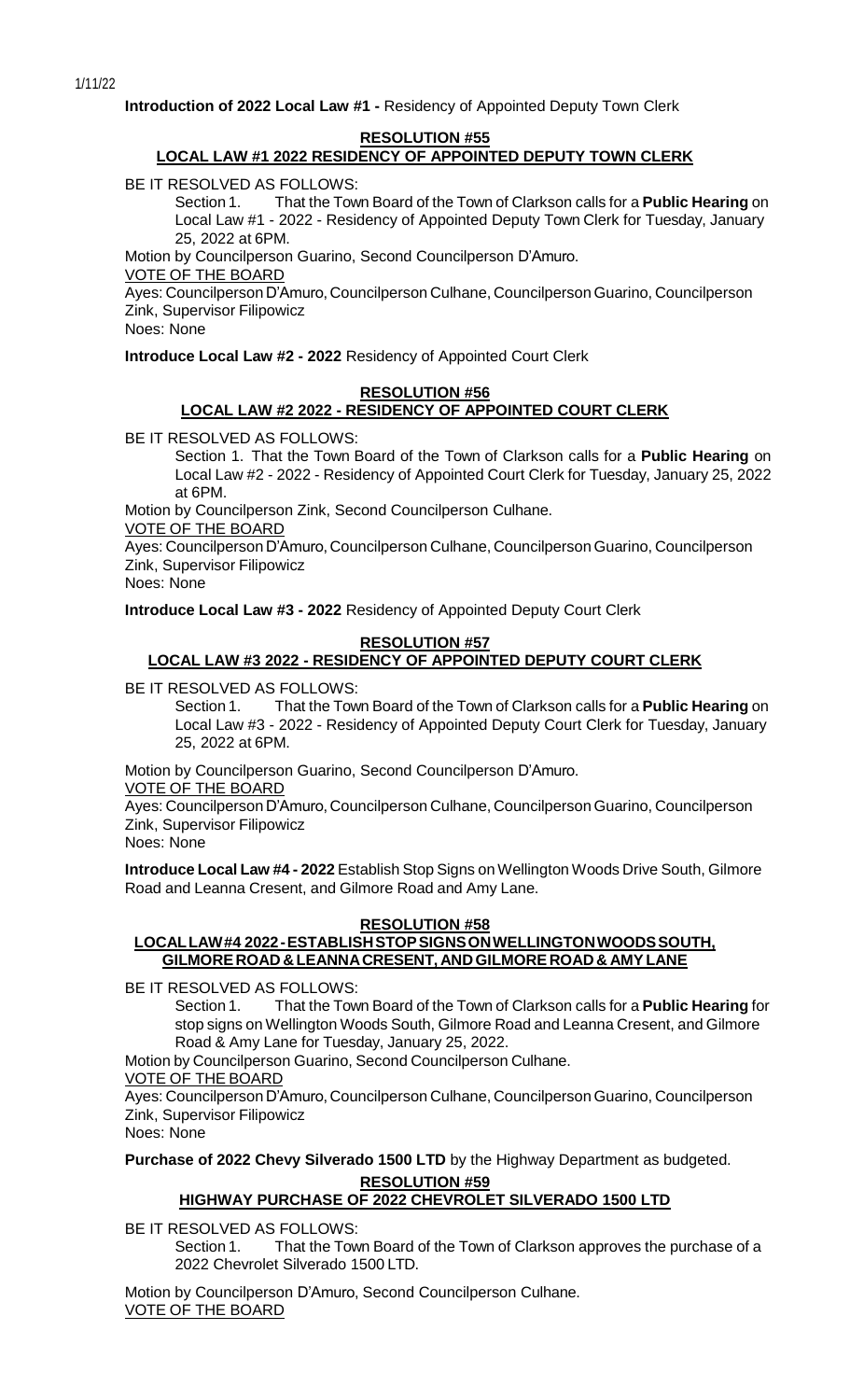1/11/22

**Introduction of 2022 Local Law #1 -** Residency of Appointed Deputy Town Clerk

**RESOLUTION #55**

**LOCAL LAW #1 2022 RESIDENCY OF APPOINTED DEPUTY TOWN CLERK**

BE IT RESOLVED AS FOLLOWS:

Section 1. That the Town Board of the Town of Clarkson calls for a **Public Hearing** on Local Law #1 - 2022 - Residency of Appointed Deputy Town Clerk for Tuesday, January 25, 2022 at 6PM.

Motion by Councilperson Guarino, Second Councilperson D'Amuro.

VOTE OF THE BOARD

Ayes: Councilperson D'Amuro, Councilperson Culhane, Councilperson Guarino, Councilperson Zink, Supervisor Filipowicz

Noes: None

**Introduce Local Law #2 - 2022** Residency of Appointed Court Clerk

**RESOLUTION #56**

**LOCAL LAW #2 2022 - RESIDENCY OF APPOINTED COURT CLERK**

BE IT RESOLVED AS FOLLOWS:

Section 1. That the Town Board of the Town of Clarkson calls for a **Public Hearing** on Local Law #2 - 2022 - Residency of Appointed Court Clerk for Tuesday, January 25, 2022 at 6PM.

Motion by Councilperson Zink, Second Councilperson Culhane.

VOTE OF THE BOARD

Ayes: Councilperson D'Amuro, Councilperson Culhane, Councilperson Guarino, Councilperson Zink, Supervisor Filipowicz

Noes: None

**Introduce Local Law #3 - 2022** Residency of Appointed Deputy Court Clerk

**RESOLUTION #57**

**LOCAL LAW #3 2022 - RESIDENCY OF APPOINTED DEPUTY COURT CLERK**

BE IT RESOLVED AS FOLLOWS:

Section 1. That the Town Board of the Town of Clarkson calls for a **Public Hearing** on Local Law #3 - 2022 - Residency of Appointed Deputy Court Clerk for Tuesday, January 25, 2022 at 6PM.

Motion by Councilperson Guarino, Second Councilperson D'Amuro.

VOTE OF THE BOARD

Ayes: Councilperson D'Amuro, Councilperson Culhane, Councilperson Guarino, Councilperson Zink, Supervisor Filipowicz

Noes: None

**Introduce Local Law #4 - 2022** Establish Stop Signs on Wellington Woods Drive South, Gilmore Road and Leanna Cresent, and Gilmore Road and Amy Lane.

**RESOLUTION #58**

**LOCAL LAW #4 2022 - ESTABLISH STOP SIGNS ON WELLINGTON WOODS SOUTH, GILMORE ROAD & LEANNA CRESENT, AND GILMORE ROAD & AMY LANE**

BE IT RESOLVED AS FOLLOWS:

Section 1. That the Town Board of the Town of Clarkson calls for a **Public Hearing** for stop signs on Wellington Woods South, Gilmore Road and Leanna Cresent, and Gilmore Road & Amy Lane for Tuesday, January 25, 2022.

Motion by Councilperson Guarino, Second Councilperson Culhane.

VOTE OF THE BOARD

Ayes: Councilperson D'Amuro, Councilperson Culhane, Councilperson Guarino, Councilperson Zink, Supervisor Filipowicz

Noes: None

**Purchase of 2022 Chevy Silverado 1500 LTD** by the Highway Department as budgeted.

**RESOLUTION #59**

**HIGHWAY PURCHASE OF 2022 CHEVROLET SILVERADO 1500 LTD**

BE IT RESOLVED AS FOLLOWS:

Section 1. That the Town Board of the Town of Clarkson approves the purchase of a 2022 Chevrolet Silverado 1500 LTD.

Motion by Councilperson D'Amuro, Second Councilperson Culhane.

VOTE OF THE BOARD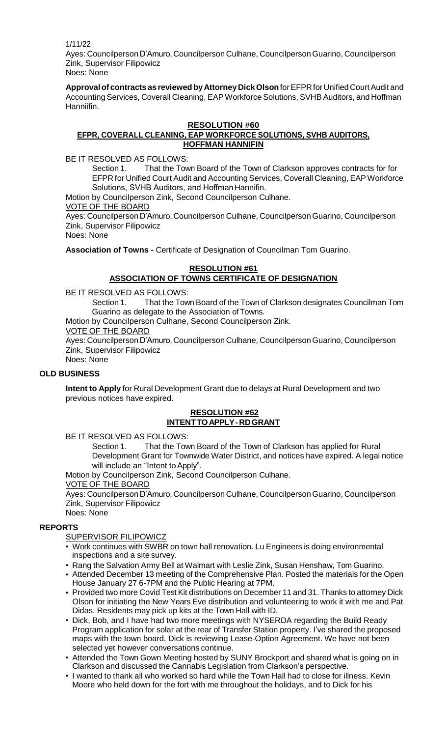1/11/22

Ayes: Councilperson D'Amuro, Councilperson Culhane, Councilperson Guarino, Councilperson Zink, Supervisor Filipowicz

Noes: None

**Approval of contracts as reviewed by Attorney Dick Olson** for EFPR for Unified Court Audit and Accounting Services, Coverall Cleaning, EAP Workforce Solutions, SVHB Auditors, and Hoffman Hanniifin.

**RESOLUTION #60**

**EFPR, COVERALL CLEANING, EAP WORKFORCE SOLUTIONS, SVHB AUDITORS, HOFFMAN HANNIFIN**

BE IT RESOLVED AS FOLLOWS:

Section 1. That the Town Board of the Town of Clarkson approves contracts for for EFPR for Unified Court Audit and Accounting Services, Coverall Cleaning, EAP Workforce Solutions, SVHB Auditors, and Hoffman Hannifin.

Motion by Councilperson Zink, Second Councilperson Culhane.

VOTE OF THE BOARD

Ayes: Councilperson D'Amuro, Councilperson Culhane, Councilperson Guarino, Councilperson Zink, Supervisor Filipowicz

Noes: None

**Association of Towns -** Certificate of Designation of Councilman Tom Guarino.

**RESOLUTION #61**

**ASSOCIATION OF TOWNS CERTIFICATE OF DESIGNATION**

BE IT RESOLVED AS FOLLOWS:

Section 1. That the Town Board of the Town of Clarkson designates Councilman Tom Guarino as delegate to the Association of Towns.

Motion by Councilperson Culhane, Second Councilperson Zink.

VOTE OF THE BOARD

Ayes: Councilperson D'Amuro, Councilperson Culhane, Councilperson Guarino, Councilperson Zink, Supervisor Filipowicz

Noes: None

## OLD BUSINESS

**Intent to Apply** for Rural Development Grant due to delays at Rural Development and two previous notices have expired.

**RESOLUTION #62**

**INTENT TO APPLY- RD GRANT**

BE IT RESOLVED AS FOLLOWS:

Section 1. That the Town Board of the Town of Clarkson has applied for Rural Development Grant for Townwide Water District, and notices have expired. A legal notice will include an "Intent to Apply".

Motion by Councilperson Zink, Second Councilperson Culhane.

VOTE OF THE BOARD

Ayes: Councilperson D'Amuro, Councilperson Culhane, Councilperson Guarino, Councilperson Zink, Supervisor Filipowicz

Noes: None

## REPORTS

SUPERVISOR FILIPOWICZ

- Work continues with SWBR on town hall renovation. Lu Engineers is doing environmental inspections and a site survey.
- Rang the Salvation Army Bell at Walmart with Leslie Zink, Susan Henshaw, Tom Guarino.
- Attended December 13 meeting of the Comprehensive Plan. Posted the materials for the Open House January 27 6-7PM and the Public Hearing at 7PM.
- Provided two more Covid Test Kit distributions on December 11 and 31. Thanks to attorney Dick Olson for initiating the New Years Eve distribution and volunteering to work it with me and Pat Didas. Residents may pick up kits at the Town Hall with ID.
- Dick, Bob, and I have had two more meetings with NYSERDA regarding the Build Ready Program application for solar at the rear of Transfer Station property. I've shared the proposed maps with the town board. Dick is reviewing Lease-Option Agreement. We have not been selected yet however conversations continue.
- Attended the Town Gown Meeting hosted by SUNY Brockport and shared what is going on in Clarkson and discussed the Cannabis Legislation from Clarkson's perspective.
- I wanted to thank all who worked so hard while the Town Hall had to close for illness. Kevin Moore who held down for the fort with me throughout the holidays, and to Dick for his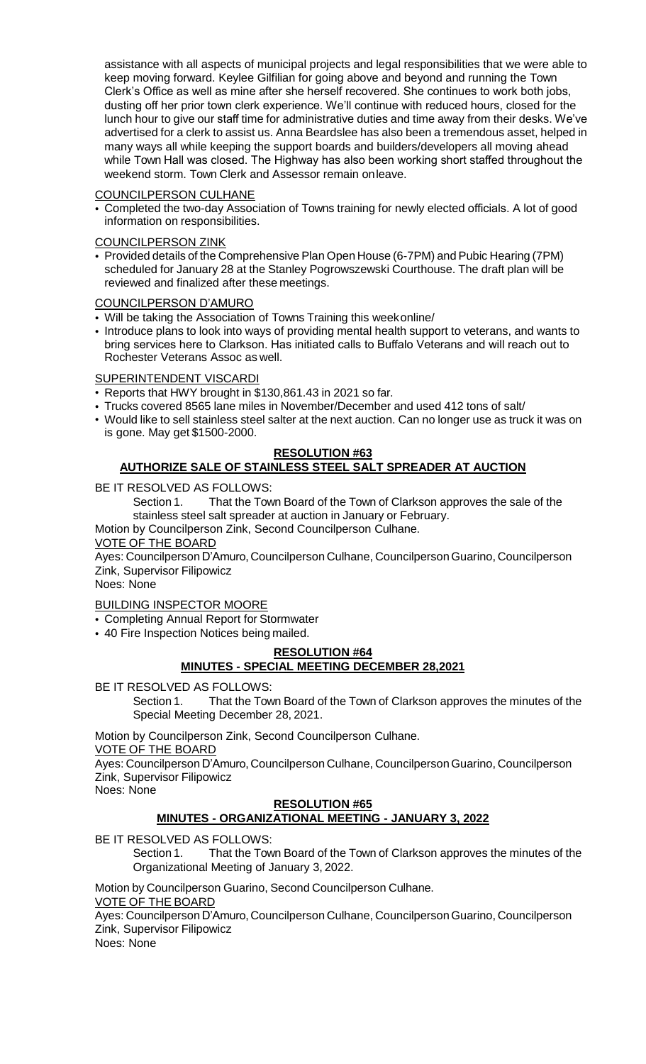assistance with all aspects of municipal projects and legal responsibilities that we were able to keep moving forward. Keylee Gilfilian for going above and beyond and running the Town Clerk's Office as well as mine after she herself recovered. She continues to work both jobs, dusting off her prior town clerk experience. We'll continue with reduced hours, closed for the lunch hour to give our staff time for administrative duties and time away from their desks. We've advertised for a clerk to assist us. Anna Beardslee has also been a tremendous asset, helped in many ways all while keeping the support boards and builders/developers all moving ahead while Town Hall was closed. The Highway has also been working short staffed throughout the weekend storm. Town Clerk and Assessor remain onleave.

COUNCILPERSON CULHANE

- Completed the two-day Association of Towns training for newly elected officials. A lot of good information on responsibilities.

COUNCILPERSON ZINK

- Provided details of the Comprehensive Plan Open House (6-7PM) and Pubic Hearing (7PM) scheduled for January 28 at the Stanley Pogrowszewski Courthouse. The draft plan will be reviewed and finalized after these meetings.

COUNCILPERSON D'AMURO

- Will be taking the Association of Towns Training this weekonline/
- Introduce plans to look into ways of providing mental health support to veterans, and wants to bring services here to Clarkson. Has initiated calls to Buffalo Veterans and will reach out to Rochester Veterans Assoc as well.

SUPERINTENDENT VISCARDI

- Reports that HWY brought in $130,861.43 in 2021 so far.
- Trucks covered 8565 lane miles in November/December and used 412 tons of salt/
- Would like to sell stainless steel salter at the next auction. Can no longer use as truck it was on is gone. May get $1500-2000.

**RESOLUTION #63**

**AUTHORIZE SALE OF STAINLESS STEEL SALT SPREADER AT AUCTION**

BE IT RESOLVED AS FOLLOWS:

Section 1. That the Town Board of the Town of Clarkson approves the sale of the stainless steel salt spreader at auction in January or February.

Motion by Councilperson Zink, Second Councilperson Culhane.

VOTE OF THE BOARD

Ayes: Councilperson D'Amuro, Councilperson Culhane, Councilperson Guarino, Councilperson Zink, Supervisor Filipowicz

Noes: None

BUILDING INSPECTOR MOORE

- Completing Annual Report for Stormwater
- 40 Fire Inspection Notices being mailed.

**RESOLUTION #64**

**MINUTES - SPECIAL MEETING DECEMBER 28,2021**

BE IT RESOLVED AS FOLLOWS:

Section 1. That the Town Board of the Town of Clarkson approves the minutes of the Special Meeting December 28, 2021.

Motion by Councilperson Zink, Second Councilperson Culhane.

VOTE OF THE BOARD

Ayes: Councilperson D'Amuro, Councilperson Culhane, Councilperson Guarino, Councilperson Zink, Supervisor Filipowicz

Noes: None

**RESOLUTION #65**

**MINUTES - ORGANIZATIONAL MEETING - JANUARY 3, 2022**

BE IT RESOLVED AS FOLLOWS:

Section 1. That the Town Board of the Town of Clarkson approves the minutes of the Organizational Meeting of January 3, 2022.

Motion by Councilperson Guarino, Second Councilperson Culhane.

VOTE OF THE BOARD

Ayes: Councilperson D'Amuro, Councilperson Culhane, Councilperson Guarino, Councilperson Zink, Supervisor Filipowicz

Noes: None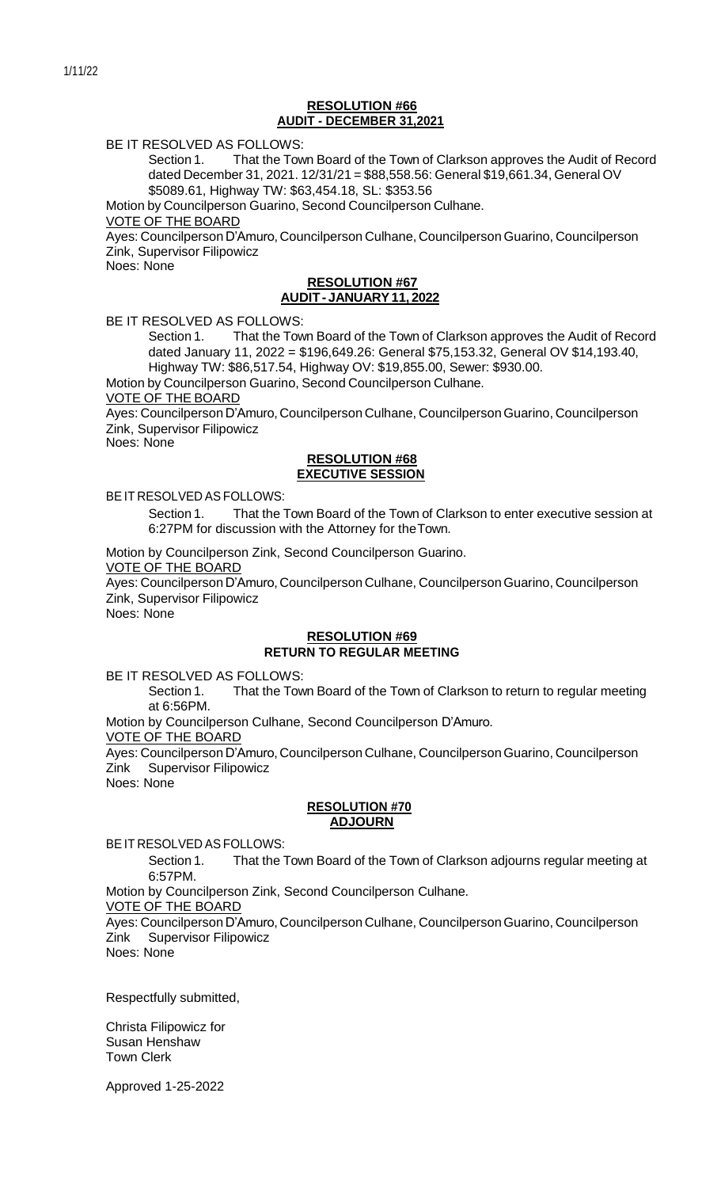1/11/22

**RESOLUTION #66**
**AUDIT - DECEMBER 31,2021**

BE IT RESOLVED AS FOLLOWS:

Section 1. That the Town Board of the Town of Clarkson approves the Audit of Record dated December 31, 2021. 12/31/21 = $88,558.56: General $19,661.34, General OV $5089.61, Highway TW: $63,454.18, SL: $353.56

Motion by Councilperson Guarino, Second Councilperson Culhane.

VOTE OF THE BOARD

Ayes: Councilperson D'Amuro, Councilperson Culhane, Councilperson Guarino, Councilperson Zink, Supervisor Filipowicz

Noes: None

**RESOLUTION #67**
**AUDIT - JANUARY 11, 2022**

BE IT RESOLVED AS FOLLOWS:

Section 1. That the Town Board of the Town of Clarkson approves the Audit of Record dated January 11, 2022 = $196,649.26: General $75,153.32, General OV $14,193.40, Highway TW: $86,517.54, Highway OV: $19,855.00, Sewer: $930.00.

Motion by Councilperson Guarino, Second Councilperson Culhane.

VOTE OF THE BOARD

Ayes: Councilperson D'Amuro, Councilperson Culhane, Councilperson Guarino, Councilperson Zink, Supervisor Filipowicz

Noes: None

**RESOLUTION #68**
**EXECUTIVE SESSION**

BE IT RESOLVED AS FOLLOWS:

Section 1. That the Town Board of the Town of Clarkson to enter executive session at 6:27PM for discussion with the Attorney for theTown.

Motion by Councilperson Zink, Second Councilperson Guarino.

VOTE OF THE BOARD

Ayes: Councilperson D'Amuro, Councilperson Culhane, Councilperson Guarino, Councilperson Zink, Supervisor Filipowicz

Noes: None

**RESOLUTION #69**
**RETURN TO REGULAR MEETING**

BE IT RESOLVED AS FOLLOWS:

Section 1. That the Town Board of the Town of Clarkson to return to regular meeting at 6:56PM.

Motion by Councilperson Culhane, Second Councilperson D'Amuro.

VOTE OF THE BOARD

Ayes: Councilperson D'Amuro, Councilperson Culhane, Councilperson Guarino, Councilperson Zink Supervisor Filipowicz

Noes: None

**RESOLUTION #70**
**ADJOURN**

BE IT RESOLVED AS FOLLOWS:

Section 1. That the Town Board of the Town of Clarkson adjourns regular meeting at 6:57PM.

Motion by Councilperson Zink, Second Councilperson Culhane.

VOTE OF THE BOARD

Ayes: Councilperson D'Amuro, Councilperson Culhane, Councilperson Guarino, Councilperson Zink Supervisor Filipowicz

Noes: None

Respectfully submitted,

Christa Filipowicz for
Susan Henshaw
Town Clerk

Approved 1-25-2022